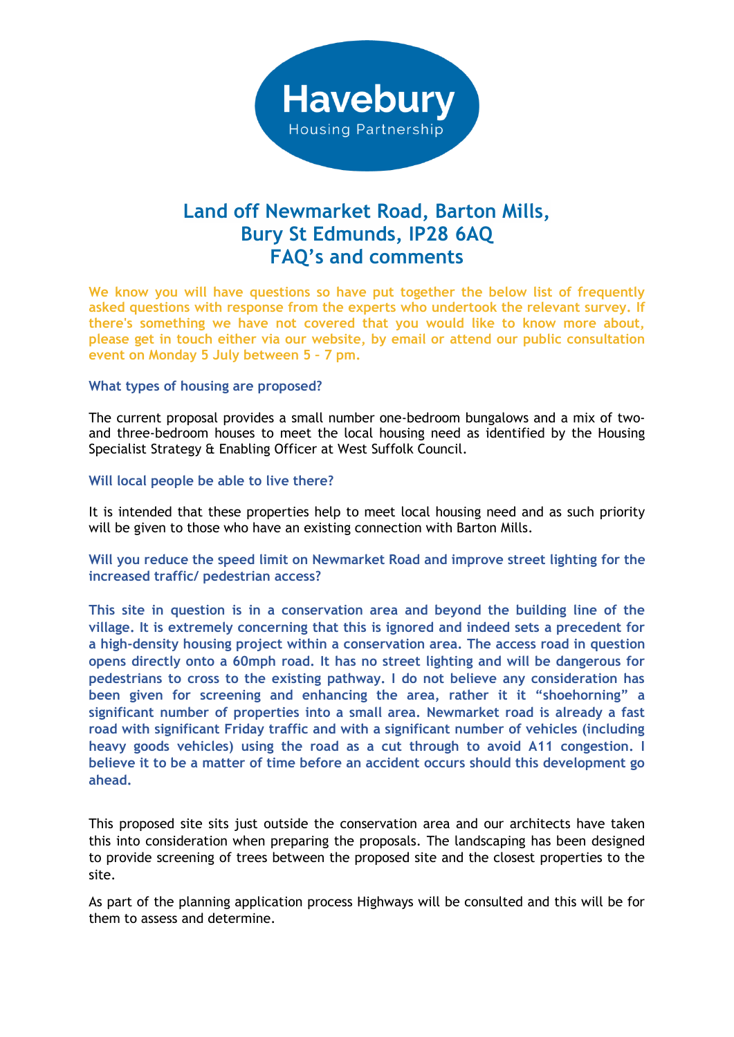Havebury
Housing Partnership

# Land off Newmarket Road, Barton Mills, Bury St Edmunds, IP28 6AQ FAQ's and comments

**We know you will have questions so have put together the below list of frequently asked questions with response from the experts who undertook the relevant survey. If there's something we have not covered that you would like to know more about, please get in touch either via our website, by email or attend our public consultation event on Monday 5 July between 5 - 7 pm.**

### What types of housing are proposed?

The current proposal provides a small number one-bedroom bungalows and a mix of two- and three-bedroom houses to meet the local housing need as identified by the Housing Specialist Strategy & Enabling Officer at West Suffolk Council.

### Will local people be able to live there?

It is intended that these properties help to meet local housing need and as such priority will be given to those who have an existing connection with Barton Mills.

### Will you reduce the speed limit on Newmarket Road and improve street lighting for the increased traffic/ pedestrian access?

**This site in question is in a conservation area and beyond the building line of the village. It is extremely concerning that this is ignored and indeed sets a precedent for a high-density housing project within a conservation area. The access road in question opens directly onto a 60mph road. It has no street lighting and will be dangerous for pedestrians to cross to the existing pathway. I do not believe any consideration has been given for screening and enhancing the area, rather it it "shoehorning" a significant number of properties into a small area. Newmarket road is already a fast road with significant Friday traffic and with a significant number of vehicles (including heavy goods vehicles) using the road as a cut through to avoid A11 congestion. I believe it to be a matter of time before an accident occurs should this development go ahead.**

This proposed site sits just outside the conservation area and our architects have taken this into consideration when preparing the proposals. The landscaping has been designed to provide screening of trees between the proposed site and the closest properties to the site.

As part of the planning application process Highways will be consulted and this will be for them to assess and determine.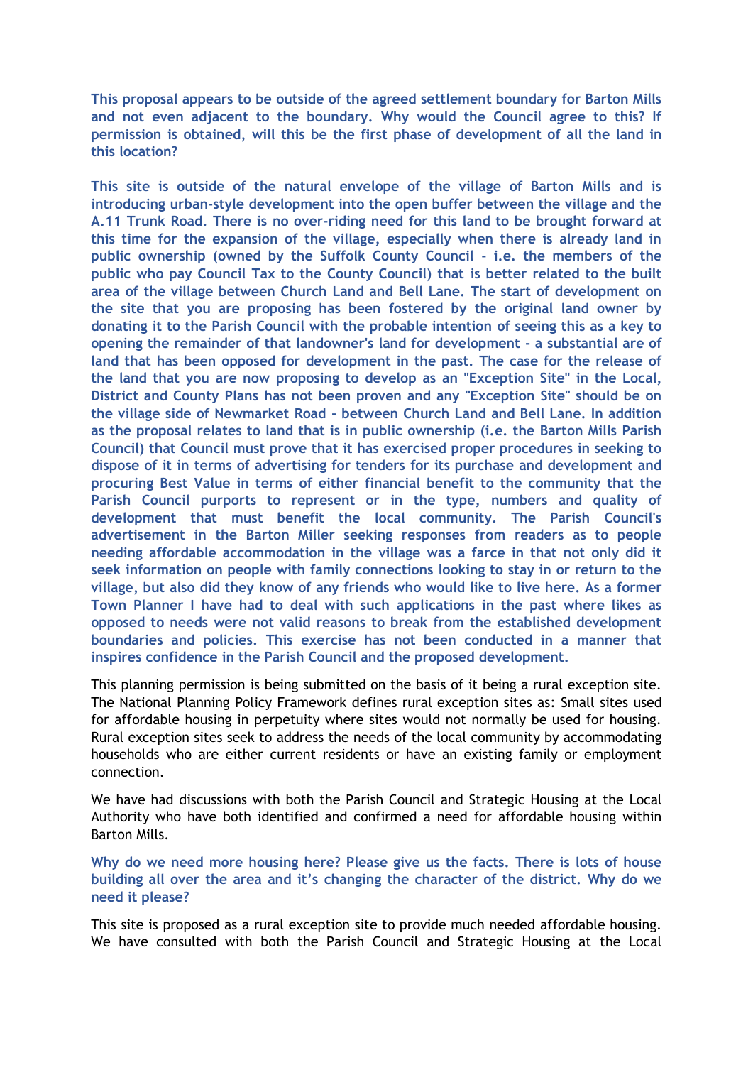**This proposal appears to be outside of the agreed settlement boundary for Barton Mills and not even adjacent to the boundary. Why would the Council agree to this? If permission is obtained, will this be the first phase of development of all the land in this location?**

**This site is outside of the natural envelope of the village of Barton Mills and is introducing urban-style development into the open buffer between the village and the A.11 Trunk Road. There is no over-riding need for this land to be brought forward at this time for the expansion of the village, especially when there is already land in public ownership (owned by the Suffolk County Council - i.e. the members of the public who pay Council Tax to the County Council) that is better related to the built area of the village between Church Land and Bell Lane. The start of development on the site that you are proposing has been fostered by the original land owner by donating it to the Parish Council with the probable intention of seeing this as a key to opening the remainder of that landowner's land for development - a substantial are of land that has been opposed for development in the past. The case for the release of the land that you are now proposing to develop as an "Exception Site" in the Local, District and County Plans has not been proven and any "Exception Site" should be on the village side of Newmarket Road - between Church Land and Bell Lane. In addition as the proposal relates to land that is in public ownership (i.e. the Barton Mills Parish Council) that Council must prove that it has exercised proper procedures in seeking to dispose of it in terms of advertising for tenders for its purchase and development and procuring Best Value in terms of either financial benefit to the community that the Parish Council purports to represent or in the type, numbers and quality of development that must benefit the local community. The Parish Council's advertisement in the Barton Miller seeking responses from readers as to people needing affordable accommodation in the village was a farce in that not only did it seek information on people with family connections looking to stay in or return to the village, but also did they know of any friends who would like to live here. As a former Town Planner I have had to deal with such applications in the past where likes as opposed to needs were not valid reasons to break from the established development boundaries and policies. This exercise has not been conducted in a manner that inspires confidence in the Parish Council and the proposed development.**

This planning permission is being submitted on the basis of it being a rural exception site. The National Planning Policy Framework defines rural exception sites as: Small sites used for affordable housing in perpetuity where sites would not normally be used for housing. Rural exception sites seek to address the needs of the local community by accommodating households who are either current residents or have an existing family or employment connection.

We have had discussions with both the Parish Council and Strategic Housing at the Local Authority who have both identified and confirmed a need for affordable housing within Barton Mills.

**Why do we need more housing here? Please give us the facts. There is lots of house building all over the area and it's changing the character of the district. Why do we need it please?**

This site is proposed as a rural exception site to provide much needed affordable housing. We have consulted with both the Parish Council and Strategic Housing at the Local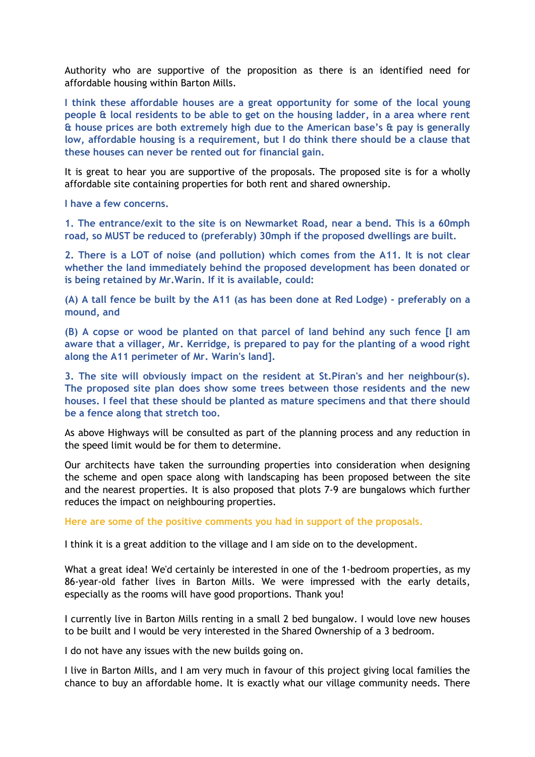Authority who are supportive of the proposition as there is an identified need for affordable housing within Barton Mills.

**I think these affordable houses are a great opportunity for some of the local young people & local residents to be able to get on the housing ladder, in a area where rent & house prices are both extremely high due to the American base's & pay is generally low, affordable housing is a requirement, but I do think there should be a clause that these houses can never be rented out for financial gain.**

It is great to hear you are supportive of the proposals. The proposed site is for a wholly affordable site containing properties for both rent and shared ownership.

**I have a few concerns.**

**1. The entrance/exit to the site is on Newmarket Road, near a bend. This is a 60mph road, so MUST be reduced to (preferably) 30mph if the proposed dwellings are built.**

**2. There is a LOT of noise (and pollution) which comes from the A11. It is not clear whether the land immediately behind the proposed development has been donated or is being retained by Mr.Warin. If it is available, could:**

**(A) A tall fence be built by the A11 (as has been done at Red Lodge) - preferably on a mound, and**

**(B) A copse or wood be planted on that parcel of land behind any such fence [I am aware that a villager, Mr. Kerridge, is prepared to pay for the planting of a wood right along the A11 perimeter of Mr. Warin's land].**

**3. The site will obviously impact on the resident at St.Piran's and her neighbour(s). The proposed site plan does show some trees between those residents and the new houses. I feel that these should be planted as mature specimens and that there should be a fence along that stretch too.**

As above Highways will be consulted as part of the planning process and any reduction in the speed limit would be for them to determine.

Our architects have taken the surrounding properties into consideration when designing the scheme and open space along with landscaping has been proposed between the site and the nearest properties. It is also proposed that plots 7-9 are bungalows which further reduces the impact on neighbouring properties.

**Here are some of the positive comments you had in support of the proposals.**

I think it is a great addition to the village and I am side on to the development.

What a great idea! We'd certainly be interested in one of the 1-bedroom properties, as my 86-year-old father lives in Barton Mills. We were impressed with the early details, especially as the rooms will have good proportions. Thank you!

I currently live in Barton Mills renting in a small 2 bed bungalow. I would love new houses to be built and I would be very interested in the Shared Ownership of a 3 bedroom.

I do not have any issues with the new builds going on.

I live in Barton Mills, and I am very much in favour of this project giving local families the chance to buy an affordable home. It is exactly what our village community needs. There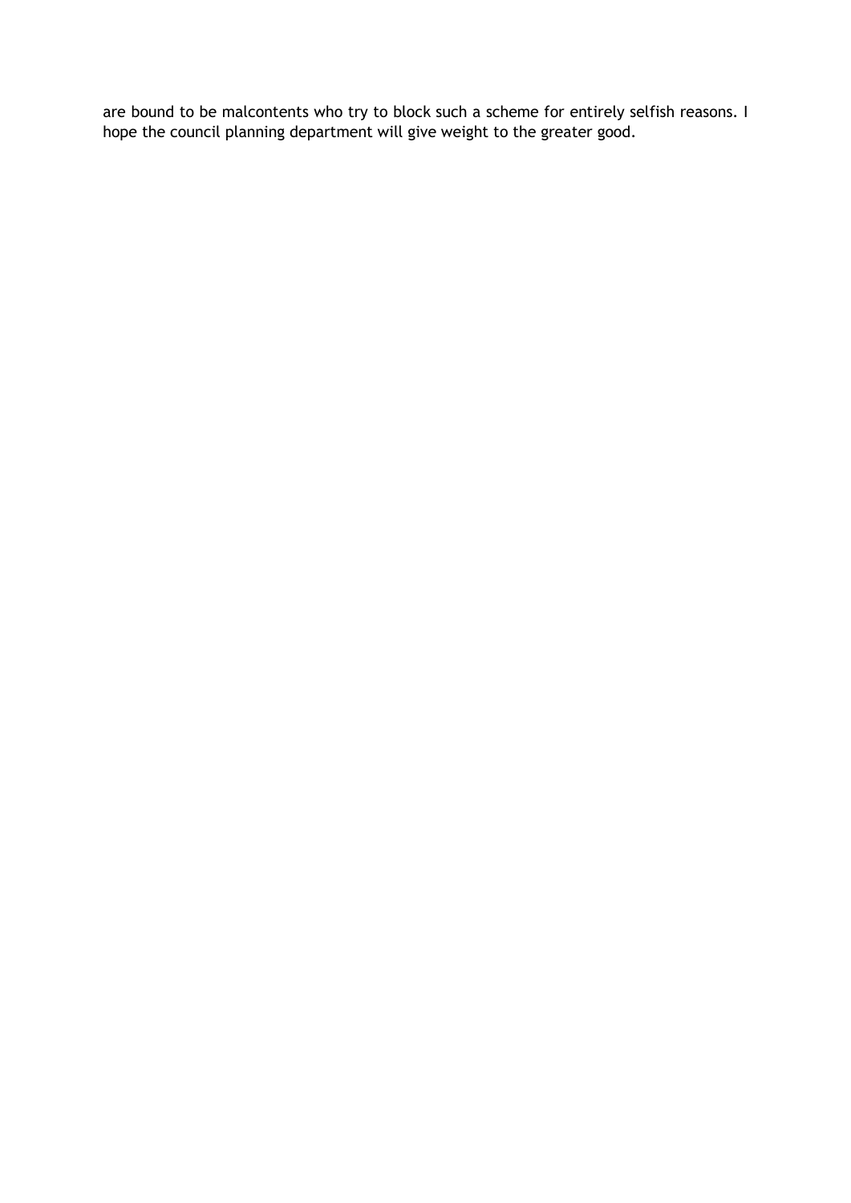are bound to be malcontents who try to block such a scheme for entirely selfish reasons. I hope the council planning department will give weight to the greater good.